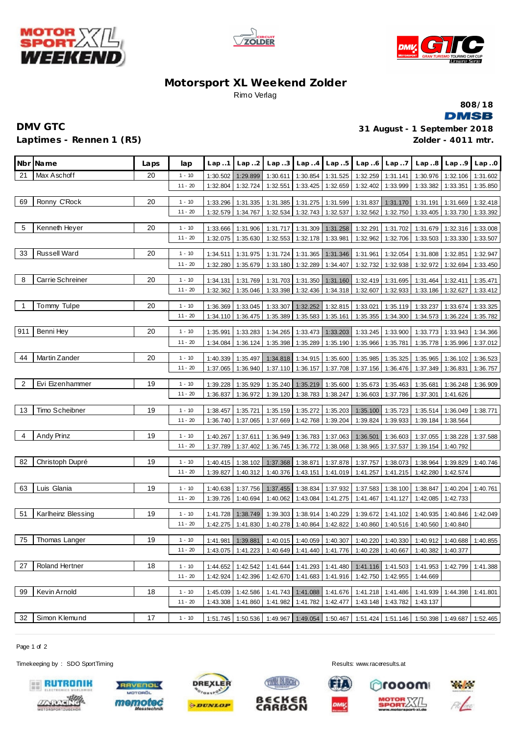# Motorsport XL Weekend Zolder

Rimo Verlag

808/18

DMSB

## DMV GTC

**Laptimes - Rennen 1 (R5)**

**31 August - 1 September 2018**

**Zolder - 4011 mtr.**

| Nbr | Name | Laps | lap | Lap..1 | Lap..2 | Lap..3 | Lap..4 | Lap..5 | Lap..6 | Lap..7 | Lap..8 | Lap..9 | Lap..0 |
|---|---|---|---|---|---|---|---|---|---|---|---|---|---|
| 21 | Max Aschoff | 20 | 1 - 10 | 1:30.502 | 1:29.899 | 1:30.611 | 1:30.854 | 1:31.525 | 1:32.259 | 1:31.141 | 1:30.976 | 1:32.106 | 1:31.602 |
| | | | 11 - 20 | 1:32.804 | 1:32.724 | 1:32.551 | 1:33.425 | 1:32.659 | 1:32.402 | 1:33.999 | 1:33.382 | 1:33.351 | 1:35.850 |
| 69 | Ronny C'Rock | 20 | 1 - 10 | 1:33.296 | 1:31.335 | 1:31.385 | 1:31.275 | 1:31.599 | 1:31.837 | 1:31.170 | 1:31.191 | 1:31.669 | 1:32.418 |
| | | | 11 - 20 | 1:32.579 | 1:34.767 | 1:32.534 | 1:32.743 | 1:32.537 | 1:32.562 | 1:32.750 | 1:33.405 | 1:33.730 | 1:33.392 |
| 5 | Kenneth Heyer | 20 | 1 - 10 | 1:33.666 | 1:31.906 | 1:31.717 | 1:31.309 | 1:31.258 | 1:32.291 | 1:31.702 | 1:31.679 | 1:32.316 | 1:33.008 |
| | | | 11 - 20 | 1:32.075 | 1:35.630 | 1:32.553 | 1:32.178 | 1:33.981 | 1:32.962 | 1:32.706 | 1:33.503 | 1:33.330 | 1:33.507 |
| 33 | Russell Ward | 20 | 1 - 10 | 1:34.511 | 1:31.975 | 1:31.724 | 1:31.365 | 1:31.346 | 1:31.961 | 1:32.054 | 1:31.808 | 1:32.851 | 1:32.947 |
| | | | 11 - 20 | 1:32.280 | 1:35.679 | 1:33.180 | 1:32.289 | 1:34.407 | 1:32.732 | 1:32.938 | 1:32.972 | 1:32.694 | 1:33.450 |
| 8 | Carrie Schreiner | 20 | 1 - 10 | 1:34.131 | 1:31.769 | 1:31.703 | 1:31.350 | 1:31.160 | 1:32.419 | 1:31.695 | 1:31.464 | 1:32.411 | 1:35.471 |
| | | | 11 - 20 | 1:32.362 | 1:35.046 | 1:33.398 | 1:32.436 | 1:34.318 | 1:32.607 | 1:32.933 | 1:33.186 | 1:32.627 | 1:33.412 |
| 1 | Tommy Tulpe | 20 | 1 - 10 | 1:36.369 | 1:33.045 | 1:33.307 | 1:32.252 | 1:32.815 | 1:33.021 | 1:35.119 | 1:33.237 | 1:33.674 | 1:33.325 |
| | | | 11 - 20 | 1:34.110 | 1:36.475 | 1:35.389 | 1:35.583 | 1:35.161 | 1:35.355 | 1:34.300 | 1:34.573 | 1:36.224 | 1:35.782 |
| 911 | Benni Hey | 20 | 1 - 10 | 1:35.991 | 1:33.283 | 1:34.265 | 1:33.473 | 1:33.203 | 1:33.245 | 1:33.900 | 1:33.773 | 1:33.943 | 1:34.366 |
| | | | 11 - 20 | 1:34.084 | 1:36.124 | 1:35.398 | 1:35.289 | 1:35.190 | 1:35.966 | 1:35.781 | 1:35.778 | 1:35.996 | 1:37.012 |
| 44 | Martin Zander | 20 | 1 - 10 | 1:40.339 | 1:35.497 | 1:34.818 | 1:34.915 | 1:35.600 | 1:35.985 | 1:35.325 | 1:35.965 | 1:36.102 | 1:36.523 |
| | | | 11 - 20 | 1:37.065 | 1:36.940 | 1:37.110 | 1:36.157 | 1:37.708 | 1:37.156 | 1:36.476 | 1:37.349 | 1:36.831 | 1:36.757 |
| 2 | Evi Eizenhammer | 19 | 1 - 10 | 1:39.228 | 1:35.929 | 1:35.240 | 1:35.219 | 1:35.600 | 1:35.673 | 1:35.463 | 1:35.681 | 1:36.248 | 1:36.909 |
| | | | 11 - 20 | 1:36.837 | 1:36.972 | 1:39.120 | 1:38.783 | 1:38.247 | 1:36.603 | 1:37.786 | 1:37.301 | 1:41.626 | |
| 13 | Timo Scheibner | 19 | 1 - 10 | 1:38.457 | 1:35.721 | 1:35.159 | 1:35.272 | 1:35.203 | 1:35.100 | 1:35.723 | 1:35.514 | 1:36.049 | 1:38.771 |
| | | | 11 - 20 | 1:36.740 | 1:37.065 | 1:37.669 | 1:42.768 | 1:39.204 | 1:39.824 | 1:39.933 | 1:39.184 | 1:38.564 | |
| 4 | Andy Prinz | 19 | 1 - 10 | 1:40.267 | 1:37.611 | 1:36.949 | 1:36.783 | 1:37.063 | 1:36.501 | 1:36.603 | 1:37.055 | 1:38.228 | 1:37.588 |
| | | | 11 - 20 | 1:37.789 | 1:37.402 | 1:36.745 | 1:36.772 | 1:38.068 | 1:38.965 | 1:37.537 | 1:39.154 | 1:40.792 | |
| 82 | Christoph Dupré | 19 | 1 - 10 | 1:40.415 | 1:38.102 | 1:37.368 | 1:38.871 | 1:37.878 | 1:37.757 | 1:38.073 | 1:38.964 | 1:39.829 | 1:40.746 |
| | | | 11 - 20 | 1:39.827 | 1:40.312 | 1:40.376 | 1:43.151 | 1:41.019 | 1:41.257 | 1:41.215 | 1:42.280 | 1:42.574 | |
| 63 | Luis Glania | 19 | 1 - 10 | 1:40.638 | 1:37.756 | 1:37.455 | 1:38.834 | 1:37.932 | 1:37.583 | 1:38.100 | 1:38.847 | 1:40.204 | 1:40.761 |
| | | | 11 - 20 | 1:39.726 | 1:40.694 | 1:40.062 | 1:43.084 | 1:41.275 | 1:41.467 | 1:41.127 | 1:42.085 | 1:42.733 | |
| 51 | Karlheinz Blessing | 19 | 1 - 10 | 1:41.728 | 1:38.749 | 1:39.303 | 1:38.914 | 1:40.229 | 1:39.672 | 1:41.102 | 1:40.935 | 1:40.846 | 1:42.049 |
| | | | 11 - 20 | 1:42.275 | 1:41.830 | 1:40.278 | 1:40.864 | 1:42.822 | 1:40.860 | 1:40.516 | 1:40.560 | 1:40.840 | |
| 75 | Thomas Langer | 19 | 1 - 10 | 1:41.981 | 1:39.881 | 1:40.015 | 1:40.059 | 1:40.307 | 1:40.220 | 1:40.330 | 1:40.912 | 1:40.688 | 1:40.855 |
| | | | 11 - 20 | 1:43.075 | 1:41.223 | 1:40.649 | 1:41.440 | 1:41.776 | 1:40.228 | 1:40.667 | 1:40.382 | 1:40.377 | |
| 27 | Roland Hertner | 18 | 1 - 10 | 1:44.652 | 1:42.542 | 1:41.644 | 1:41.293 | 1:41.480 | 1:41.116 | 1:41.503 | 1:41.953 | 1:42.799 | 1:41.388 |
| | | | 11 - 20 | 1:42.924 | 1:42.396 | 1:42.670 | 1:41.683 | 1:41.916 | 1:42.750 | 1:42.955 | 1:44.669 | | |
| 99 | Kevin Arnold | 18 | 1 - 10 | 1:45.039 | 1:42.586 | 1:41.743 | 1:41.088 | 1:41.676 | 1:41.218 | 1:41.486 | 1:41.939 | 1:44.398 | 1:41.801 |
| | | | 11 - 20 | 1:43.308 | 1:41.860 | 1:41.982 | 1:41.782 | 1:42.477 | 1:43.148 | 1:43.782 | 1:43.137 | | |
| 32 | Simon Klemund | 17 | 1 - 10 | 1:51.745 | 1:50.536 | 1:49.967 | 1:49.054 | 1:50.467 | 1:51.424 | 1:51.146 | 1:50.398 | 1:49.687 | 1:52.465 |

Timekeeping by : SDO SportTiming

Results: www.raceresults.at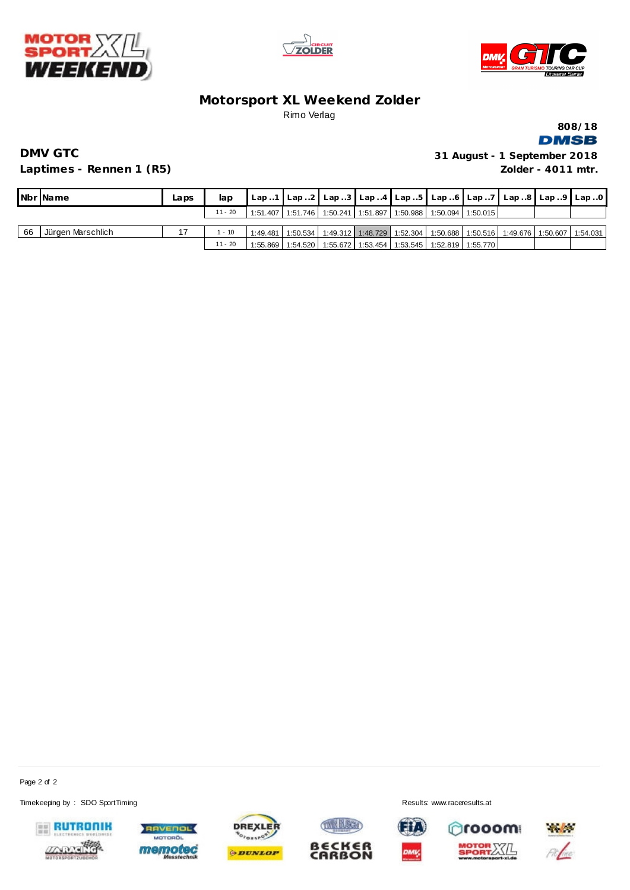# Motorsport XL Weekend Zolder

Rimo Verlag

808/18

DMSB

## DMV GTC

31 August - 1 September 2018

### Laptimes - Rennen 1 (R5)

Zolder - 4011 mtr.

| Nbr | Name | Laps | lap | Lap ..1 | Lap ..2 | Lap ..3 | Lap ..4 | Lap ..5 | Lap ..6 | Lap ..7 | Lap ..8 | Lap ..9 | Lap ..0 |
|---|---|---|---|---|---|---|---|---|---|---|---|---|---|
| | | | 11 - 20 | 1:51.407 | 1:51.746 | 1:50.241 | 1:51.897 | 1:50.988 | 1:50.094 | 1:50.015 | | | |
| 66 | Jürgen Marschlich | 17 | 1 - 10 | 1:49.481 | 1:50.534 | 1:49.312 | 1:48.729 | 1:52.304 | 1:50.688 | 1:50.516 | 1:49.676 | 1:50.607 | 1:54.031 |
| | | | 11 - 20 | 1:55.869 | 1:54.520 | 1:55.672 | 1:53.454 | 1:53.545 | 1:52.819 | 1:55.770 | | | |

Timekeeping by : SDO SportTiming

Results: www.raceresults.at